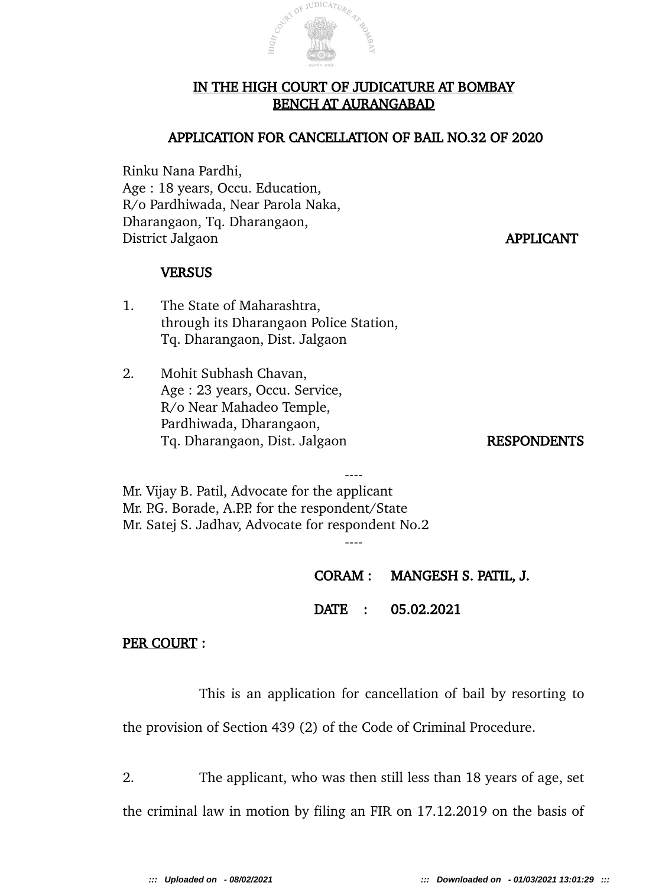# IN THE HIGH COURT OF JUDICATURE AT BOMBAY
## BENCH AT AURANGABAD

### APPLICATION FOR CANCELLATION OF BAIL NO.32 OF 2020

Rinku Nana Pardhi,
Age : 18 years, Occu. Education,
R/o Pardhiwada, Near Parola Naka,
Dharangaon, Tq. Dharangaon,
District Jalgaon **APPLICANT**

**VERSUS**

1. The State of Maharashtra,
   through its Dharangaon Police Station,
   Tq. Dharangaon, Dist. Jalgaon

2. Mohit Subhash Chavan,
   Age : 23 years, Occu. Service,
   R/o Near Mahadeo Temple,
   Pardhiwada, Dharangaon,
   Tq. Dharangaon, Dist. Jalgaon **RESPONDENTS**

----

Mr. Vijay B. Patil, Advocate for the applicant
Mr. P.G. Borade, A.P.P. for the respondent/State
Mr. Satej S. Jadhav, Advocate for respondent No.2

----

**CORAM : MANGESH S. PATIL, J.**

**DATE : 05.02.2021**

**PER COURT :**

This is an application for cancellation of bail by resorting to the provision of Section 439 (2) of the Code of Criminal Procedure.

2. The applicant, who was then still less than 18 years of age, set the criminal law in motion by filing an FIR on 17.12.2019 on the basis of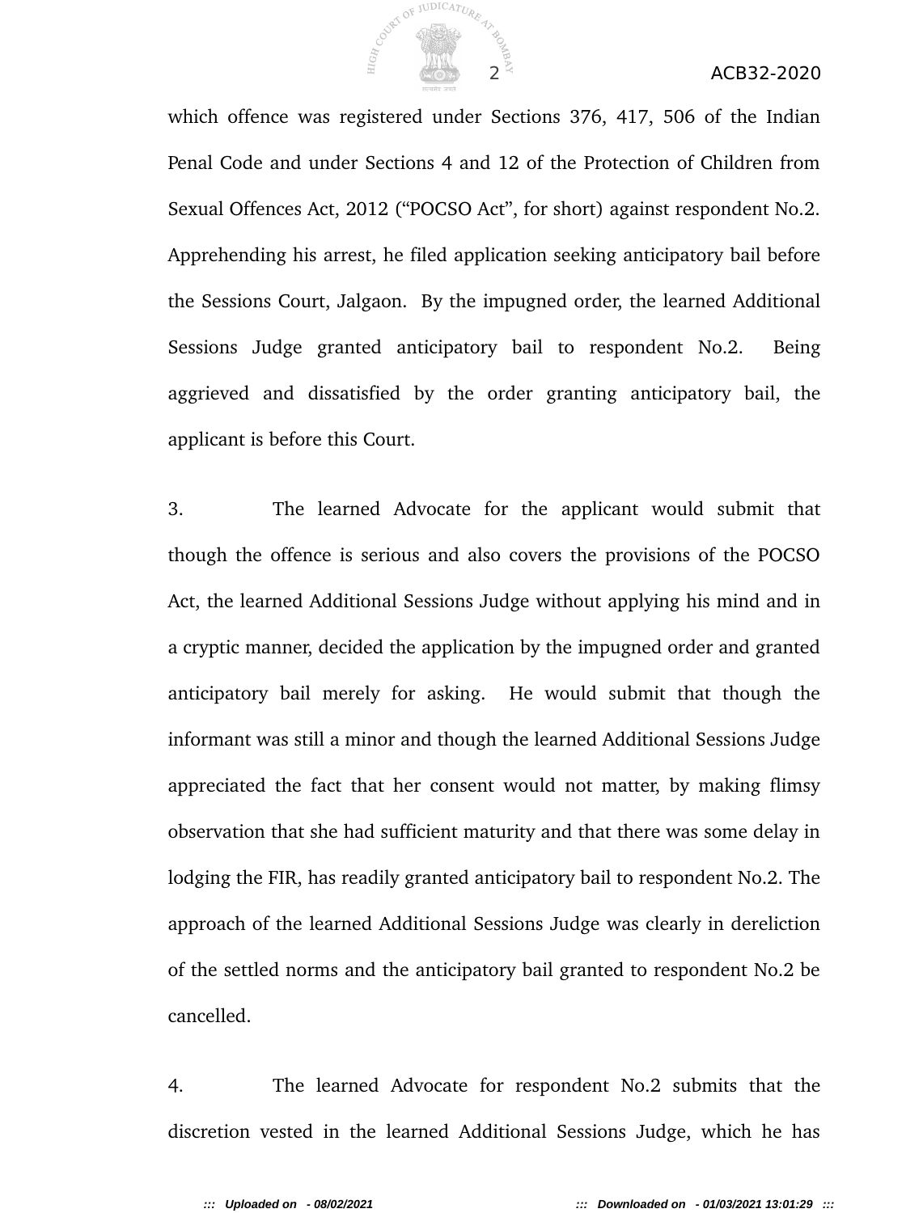which offence was registered under Sections 376, 417, 506 of the Indian Penal Code and under Sections 4 and 12 of the Protection of Children from Sexual Offences Act, 2012 ("POCSO Act", for short) against respondent No.2. Apprehending his arrest, he filed application seeking anticipatory bail before the Sessions Court, Jalgaon. By the impugned order, the learned Additional Sessions Judge granted anticipatory bail to respondent No.2. Being aggrieved and dissatisfied by the order granting anticipatory bail, the applicant is before this Court.

3. The learned Advocate for the applicant would submit that though the offence is serious and also covers the provisions of the POCSO Act, the learned Additional Sessions Judge without applying his mind and in a cryptic manner, decided the application by the impugned order and granted anticipatory bail merely for asking. He would submit that though the informant was still a minor and though the learned Additional Sessions Judge appreciated the fact that her consent would not matter, by making flimsy observation that she had sufficient maturity and that there was some delay in lodging the FIR, has readily granted anticipatory bail to respondent No.2. The approach of the learned Additional Sessions Judge was clearly in dereliction of the settled norms and the anticipatory bail granted to respondent No.2 be cancelled.

4. The learned Advocate for respondent No.2 submits that the discretion vested in the learned Additional Sessions Judge, which he has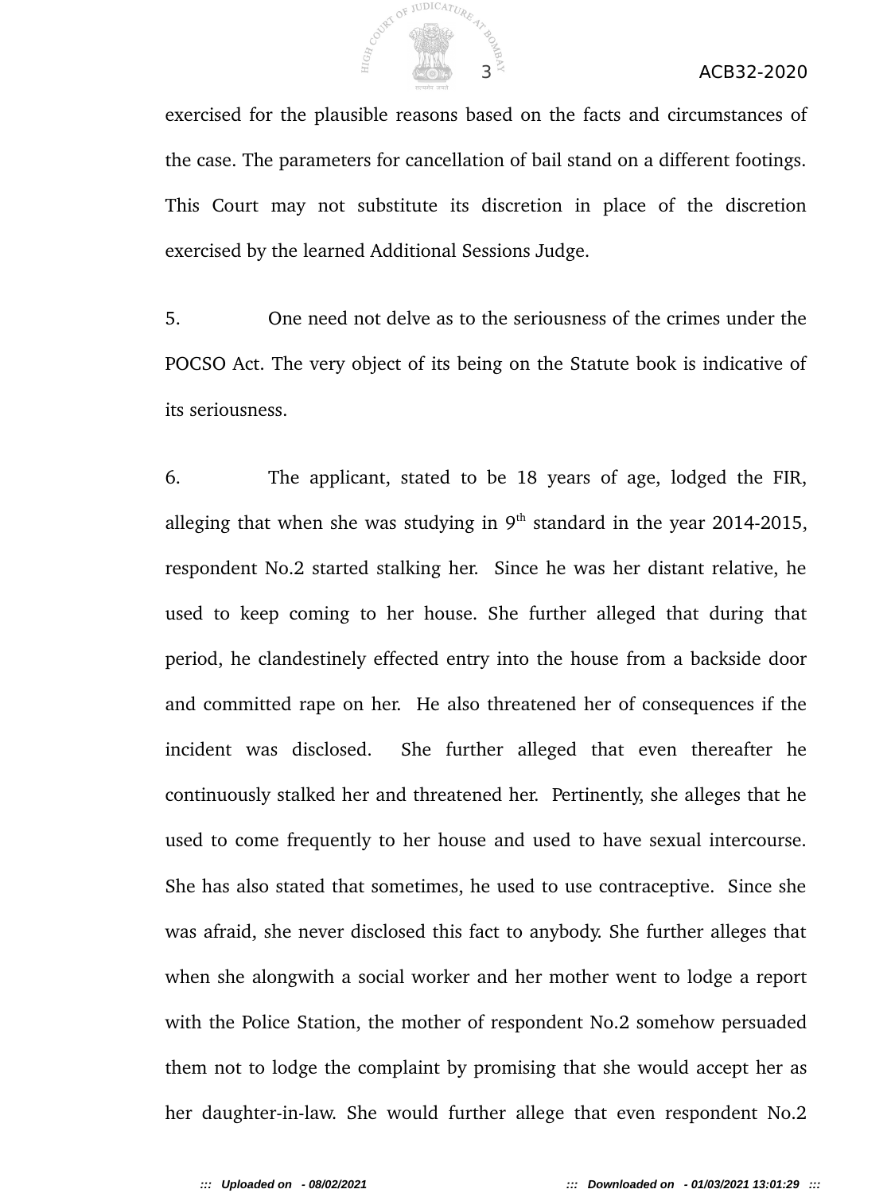exercised for the plausible reasons based on the facts and circumstances of the case. The parameters for cancellation of bail stand on a different footings. This Court may not substitute its discretion in place of the discretion exercised by the learned Additional Sessions Judge.

5. One need not delve as to the seriousness of the crimes under the POCSO Act. The very object of its being on the Statute book is indicative of its seriousness.

6. The applicant, stated to be 18 years of age, lodged the FIR, alleging that when she was studying in 9th standard in the year 2014-2015, respondent No.2 started stalking her. Since he was her distant relative, he used to keep coming to her house. She further alleged that during that period, he clandestinely effected entry into the house from a backside door and committed rape on her. He also threatened her of consequences if the incident was disclosed. She further alleged that even thereafter he continuously stalked her and threatened her. Pertinently, she alleges that he used to come frequently to her house and used to have sexual intercourse. She has also stated that sometimes, he used to use contraceptive. Since she was afraid, she never disclosed this fact to anybody. She further alleges that when she alongwith a social worker and her mother went to lodge a report with the Police Station, the mother of respondent No.2 somehow persuaded them not to lodge the complaint by promising that she would accept her as her daughter-in-law. She would further allege that even respondent No.2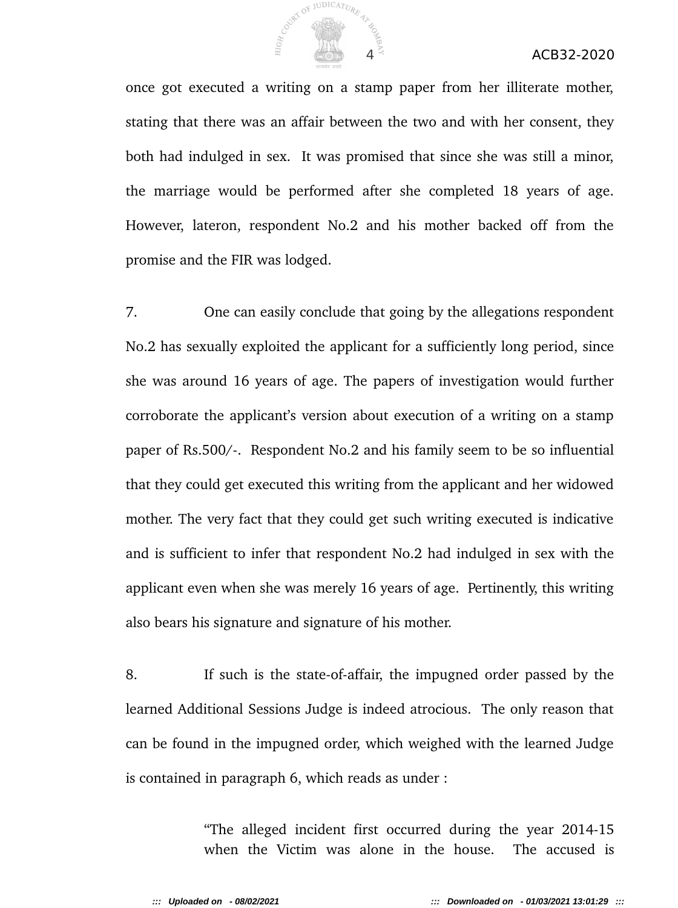once got executed a writing on a stamp paper from her illiterate mother, stating that there was an affair between the two and with her consent, they both had indulged in sex. It was promised that since she was still a minor, the marriage would be performed after she completed 18 years of age. However, lateron, respondent No.2 and his mother backed off from the promise and the FIR was lodged.

7. One can easily conclude that going by the allegations respondent No.2 has sexually exploited the applicant for a sufficiently long period, since she was around 16 years of age. The papers of investigation would further corroborate the applicant's version about execution of a writing on a stamp paper of Rs.500/-. Respondent No.2 and his family seem to be so influential that they could get executed this writing from the applicant and her widowed mother. The very fact that they could get such writing executed is indicative and is sufficient to infer that respondent No.2 had indulged in sex with the applicant even when she was merely 16 years of age. Pertinently, this writing also bears his signature and signature of his mother.

8. If such is the state-of-affair, the impugned order passed by the learned Additional Sessions Judge is indeed atrocious. The only reason that can be found in the impugned order, which weighed with the learned Judge is contained in paragraph 6, which reads as under :

> "The alleged incident first occurred during the year 2014-15 when the Victim was alone in the house. The accused is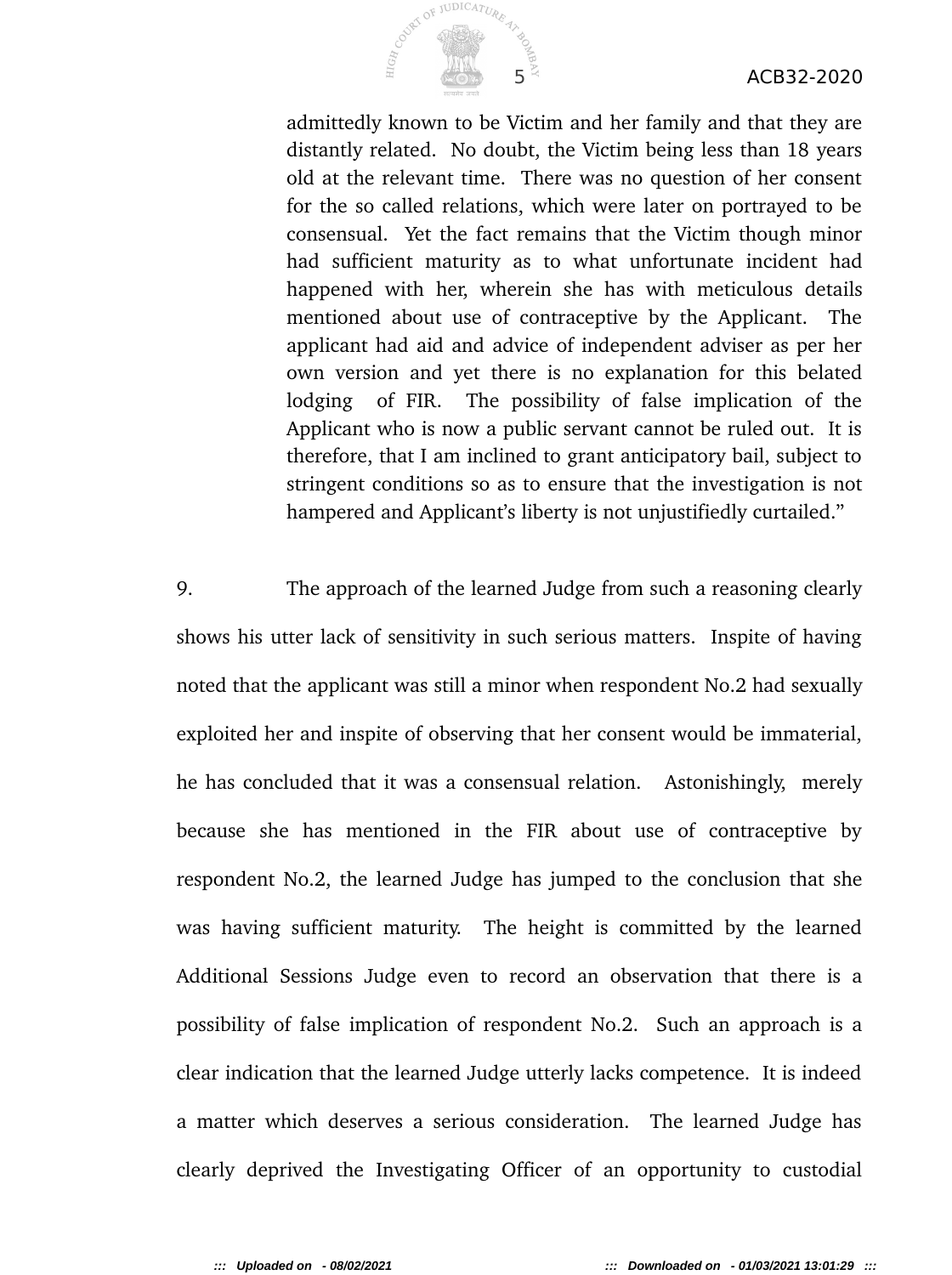> admittedly known to be Victim and her family and that they are distantly related. No doubt, the Victim being less than 18 years old at the relevant time. There was no question of her consent for the so called relations, which were later on portrayed to be consensual. Yet the fact remains that the Victim though minor had sufficient maturity as to what unfortunate incident had happened with her, wherein she has with meticulous details mentioned about use of contraceptive by the Applicant. The applicant had aid and advice of independent adviser as per her own version and yet there is no explanation for this belated lodging of FIR. The possibility of false implication of the Applicant who is now a public servant cannot be ruled out. It is therefore, that I am inclined to grant anticipatory bail, subject to stringent conditions so as to ensure that the investigation is not hampered and Applicant's liberty is not unjustifiedly curtailed."

9. The approach of the learned Judge from such a reasoning clearly shows his utter lack of sensitivity in such serious matters. Inspite of having noted that the applicant was still a minor when respondent No.2 had sexually exploited her and inspite of observing that her consent would be immaterial, he has concluded that it was a consensual relation. Astonishingly, merely because she has mentioned in the FIR about use of contraceptive by respondent No.2, the learned Judge has jumped to the conclusion that she was having sufficient maturity. The height is committed by the learned Additional Sessions Judge even to record an observation that there is a possibility of false implication of respondent No.2. Such an approach is a clear indication that the learned Judge utterly lacks competence. It is indeed a matter which deserves a serious consideration. The learned Judge has clearly deprived the Investigating Officer of an opportunity to custodial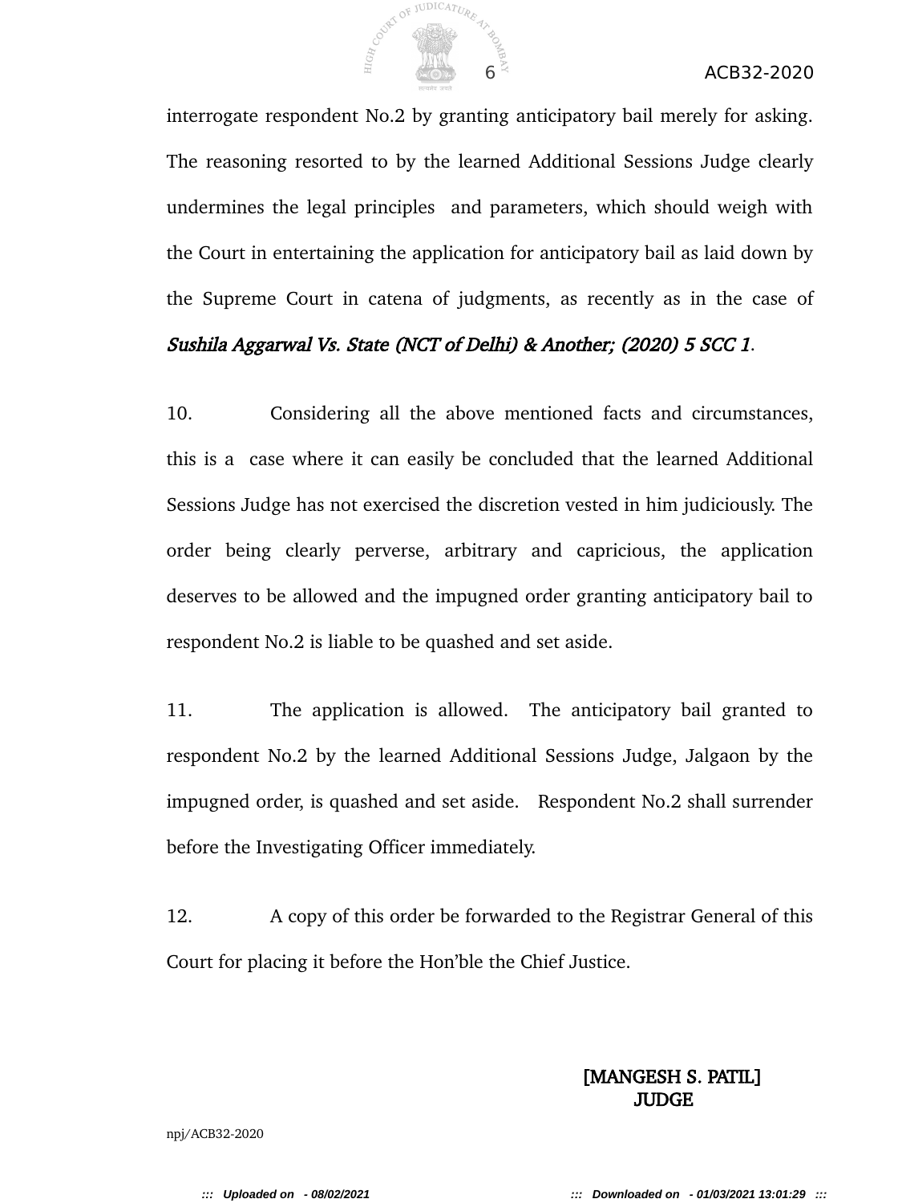interrogate respondent No.2 by granting anticipatory bail merely for asking. The reasoning resorted to by the learned Additional Sessions Judge clearly undermines the legal principles and parameters, which should weigh with the Court in entertaining the application for anticipatory bail as laid down by the Supreme Court in catena of judgments, as recently as in the case of *Sushila Aggarwal Vs. State (NCT of Delhi) & Another; (2020) 5 SCC 1*.

10. Considering all the above mentioned facts and circumstances, this is a case where it can easily be concluded that the learned Additional Sessions Judge has not exercised the discretion vested in him judiciously. The order being clearly perverse, arbitrary and capricious, the application deserves to be allowed and the impugned order granting anticipatory bail to respondent No.2 is liable to be quashed and set aside.

11. The application is allowed. The anticipatory bail granted to respondent No.2 by the learned Additional Sessions Judge, Jalgaon by the impugned order, is quashed and set aside. Respondent No.2 shall surrender before the Investigating Officer immediately.

12. A copy of this order be forwarded to the Registrar General of this Court for placing it before the Hon'ble the Chief Justice.

**[MANGESH S. PATIL]**
**JUDGE**

npj/ACB32-2020